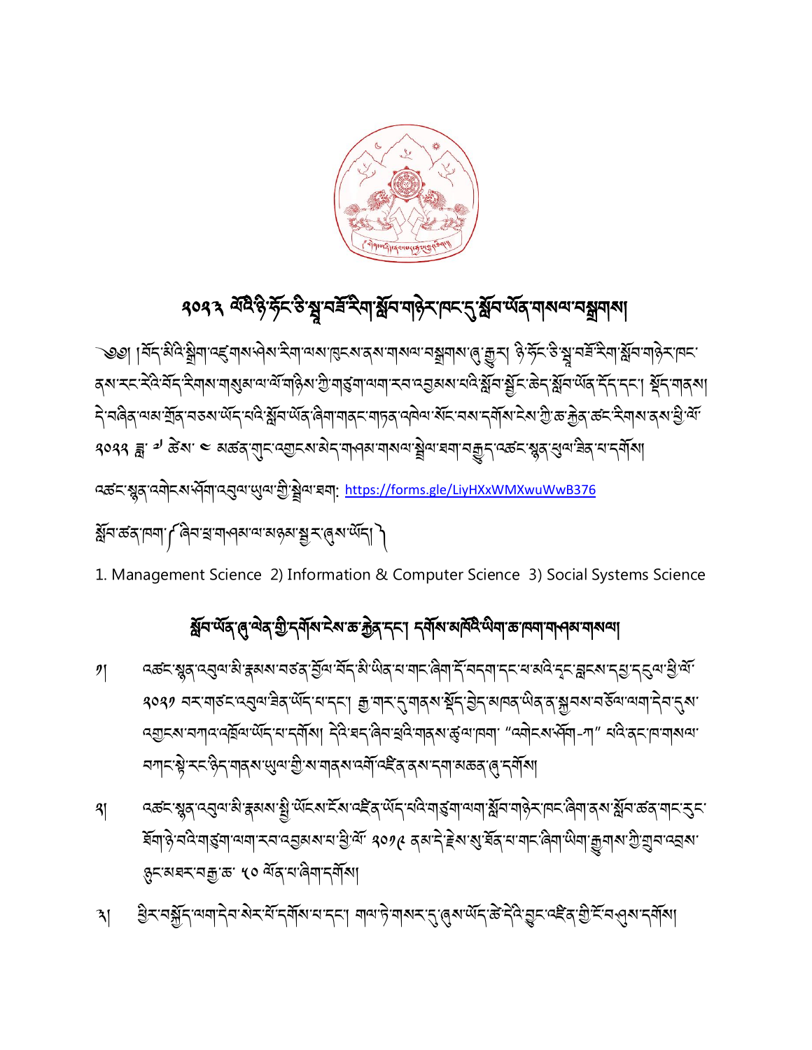# ༢༠༢༣ ལོའི་ཉི་ཧོང་ཙི་སྐུ་བཟོ་རིག་སློབ་གཉེར་ཁང་དུ་སློབ་ཡོན་གསལ་བསྒྲགས།

༄༅། །བོད་མིའི་སྒྲིག་འཛུགས་ཤེས་རིག་ལས་ཁུངས་ནས་གསལ་བསྒྲགས་ཞུ་རྒྱུར། ཉི་ཧོང་ཙི་སྐུ་བཟོ་རིག་སློབ་གཉེར་ཁང་ནས་རང་རེའི་བོད་རིགས་གསུམ་ལ་ལོ་གཉིས་ཀྱི་གཙུག་ལག་རབ་འབྱམས་པའི་སློབ་སྦྱོང་ཆེད་སློབ་ཡོན་ངོད་དང་། སྔོན་གནས་དེ་བཞིན་ལམ་གྲོན་བཅས་ཡོད་པའི་སློབ་ཡོན་ཞིག་གནང་གཏན་འཁེལ་སོང་བས་དགོས་ངེས་ཀྱི་ཆ་རྐྱེན་ཚང་རིགས་ནས་ཕྱི་ལོ་ ༢༠༢༢ ཟླ་ ༦ ཚེས་ ༥ མཚན་གུང་འགྲངས་མེད་གཤམ་གསལ་སྦྲེལ་ཐག་བརྒྱུད་འཚང་སྙན་ཕུལ་ཐིན་པ་དགོས།

འཚང་སྙན་འགོད་ངེས་ཤོག་འབུལ་ཡུལ་གྱི་སྦྲེལ་ཐག: https://forms.gle/LiyHXxWMXwuWwB376

སློབ་ཚན་ཁག་ ༼ ཞིབ་ཕྲ་གཤམ་ལ་མཉམ་སྦྱར་ཞུས་ཡོད། ༽

1. Management Science 2) Information & Computer Science 3) Social Systems Science

## སློབ་ཡོན་ཞུ་ལེན་གྱི་དགོས་ངེས་ཆ་རྐྱེན་དང་། དགོས་མཁོའི་ཡིག་ཆ་ཁག་གཤམ་གསལ།

༡། འཚང་སྙན་འབུལ་མི་རྣམས་བཙན་བྱོལ་བོད་མི་ཡིན་པ་གང་ཞིག་ངོ་བདག་དང་པ་མའི་དང་བླངས་དཔྱ་དངུལ་ཕྱི་ལོ་ ༢༠༢༡ བར་གཙང་འབུལ་ཐིན་ཡོད་པ་དང་། རྒྱ་གར་དུ་གནས་སྡོད་བྱེད་མཁན་ཡིན་ན་སྐབས་བཅོལ་ལག་དེབ་དུས་འགྲངས་བཀའ་འཁྲོལ་ཡོད་པ་དགོས། དེའི་ཐད་ཞིབ་ཕྲའི་གནས་ཚུལ་ཁག "འགོད་ངེས་ཤོག-ཀ" པའི་ནང་ཁ་གསལ་བཀང་སྟེ་རང་ཉིད་གནས་ཡུལ་གྱི་ས་གནས་འགོ་འཛིན་ནས་དག་མཆན་ཞུ་དགོས།

༢། འཚང་སྙན་འབུལ་མི་རྣམས་སྤྱི་ཡོངས་རྫོགས་འཛིན་ཡོད་པའི་གཙུག་ལག་སློབ་གཉེར་ཁང་ཞིག་ནས་སློབ་ཚན་གང་རུང་ཐོག་ཉེ་བའི་གཙུག་ལག་རབ་འབྱམས་པ་ཕྱི་ལོ་ ༢༠༡༥ ནས་དེ་རྗེས་སུ་ཐོན་པ་གང་ཞིག་ཡིག་རྒྱུགས་ཀྱི་གྲུབ་འབྲས་ཚང་མཐར་བརྒྱ་ཆ་ ༥༠ ཐོན་པ་ཞིག་དགོས།

༣། ཕྱིར་བསྐྱོད་ལག་དེབ་སེར་པོ་དགོས་པ་དང་། གལ་ཏེ་གསར་དུ་ཞུས་ཡོད་ཚེ་དེའི་བྱུང་འཛིན་གྱི་ངོ་བཤུས་དགོས།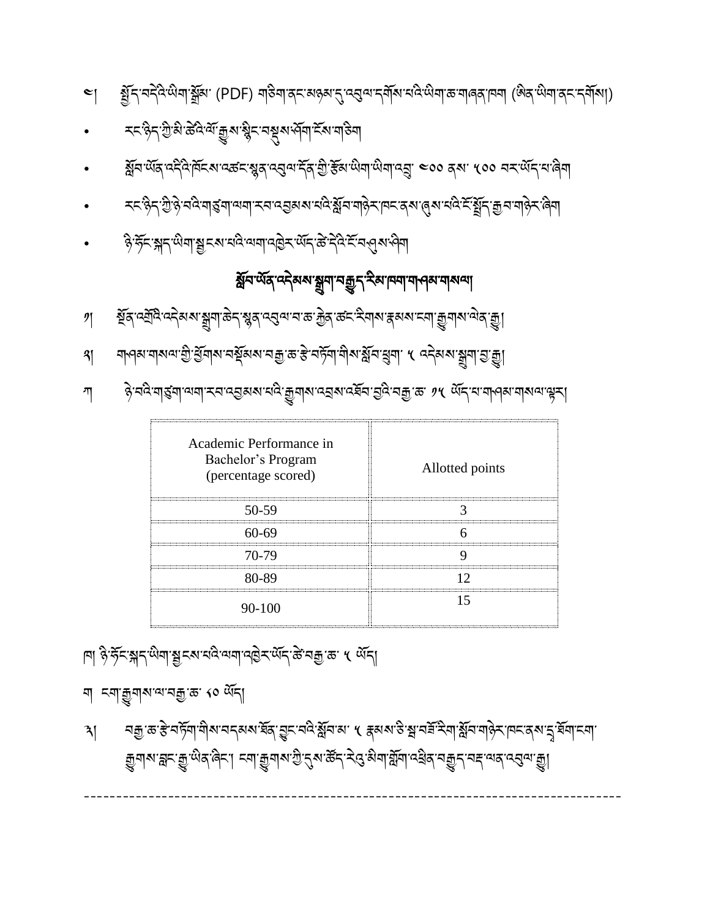༦། སྦྲོད་བདེའི་ཡིག་སྣོམ་ (PDF) གཅིག་ནང་མཉམ་དུ་འབུལ་དགོས་པའི་ཡིག་ཆ་གཞན་ཁག (ཨིན་ཡིག་ནང་དགོས།)

- རང་ཉིད་ཀྱི་མི་ཚེའི་ལོ་རྒྱུས་སྙིང་བསྡུས་ཤོག་ངོས་གཅིག
- སློབ་ཡོན་འདིའི་ཁོངས་འཚང་སྙན་འབུལ་དོན་གྱི་རྩོམ་ཡིག་ཡིག་འབྲུ་ ༥༠༠ ནས་ ༡༠༠ བར་ཡོད་པ་ཞིག
- རང་ཉིད་ཀྱི་ཉེ་བའི་གཙུག་ལག་རབ་འབྱམས་པའི་སློབ་གཉེར་ཁང་ནས་ཞུས་པའི་ངོ་སྤྲོད་རྒྱབ་གཉེར་ཞིག
- ཉེ་ཆར་སྐད་ཡིག་སྦྱངས་པའི་ལག་འཁྱེར་ཡོད་ཚེ་དེའི་ངོ་བཤུས་ཤིག

## སློབ་ཡོན་འདེམས་སྒྲུག་བརྒྱུད་རིམ་ཁག་གཞི་གསལ།

༡། སློན་འགྲོའི་འདེམས་སྒྲུག་ཆེད་སྙན་འབུལ་བ་ཆ་རྐྱེན་ཚང་རིགས་རྣམས་དག་རྒྱུགས་ལེན་རྒྱུ།

༢། གཞི་གསལ་གྱི་གྲོགས་བསྡོམས་བརྒྱ་ཆ་རྩེ་བཏོག་གིས་སློབ་ཕྲུག་ ༥ འདེམས་སྒྲུག་བྱ་རྒྱུ།

ཀ། ཉེ་བའི་གཙུག་ལག་རབ་འབྱམས་པའི་རྒྱུགས་འབྲས་འཐོབ་བྱའི་བརྒྱ་ཆ་ ༡༥ ཡོད་པ་གཞི་གསལ་ལྟར།

| Academic Performance in Bachelor's Program (percentage scored) | Allotted points |
|---|---|
| 50-59 | 3 |
| 60-69 | 6 |
| 70-79 | 9 |
| 80-89 | 12 |
| 90-100 | 15 |

ཁ། ཉེ་ཆར་སྐད་ཡིག་སྦྱངས་པའི་ལག་འཁྱེར་ཡོད་ཚེ་བརྒྱ་ཆ་ ༥ ཡོད།

ག། ངག་རྒྱུགས་ལ་བརྒྱ་ཆ་ ༨༠ ཡོད།

༣། བརྒྱ་ཆ་རྩེ་བཏོག་གིས་བདམས་ཐོན་བྱུང་བའི་སློབ་མ་ ༥ རྣམས་ཅི་སྒྱ་བཟོ་རིག་སློབ་གཉེར་ཁང་ནས་དྲ་ཐོག་ངག་རྒྱུགས་བླང་རྒྱུ་ཡིན་ཞིང་། ངག་རྒྱུགས་ཀྱི་དུས་ཚོད་རེའུ་མིག་གློག་འཕྲིན་བརྒྱུད་བརྡ་ལན་འབུལ་རྒྱུ།

---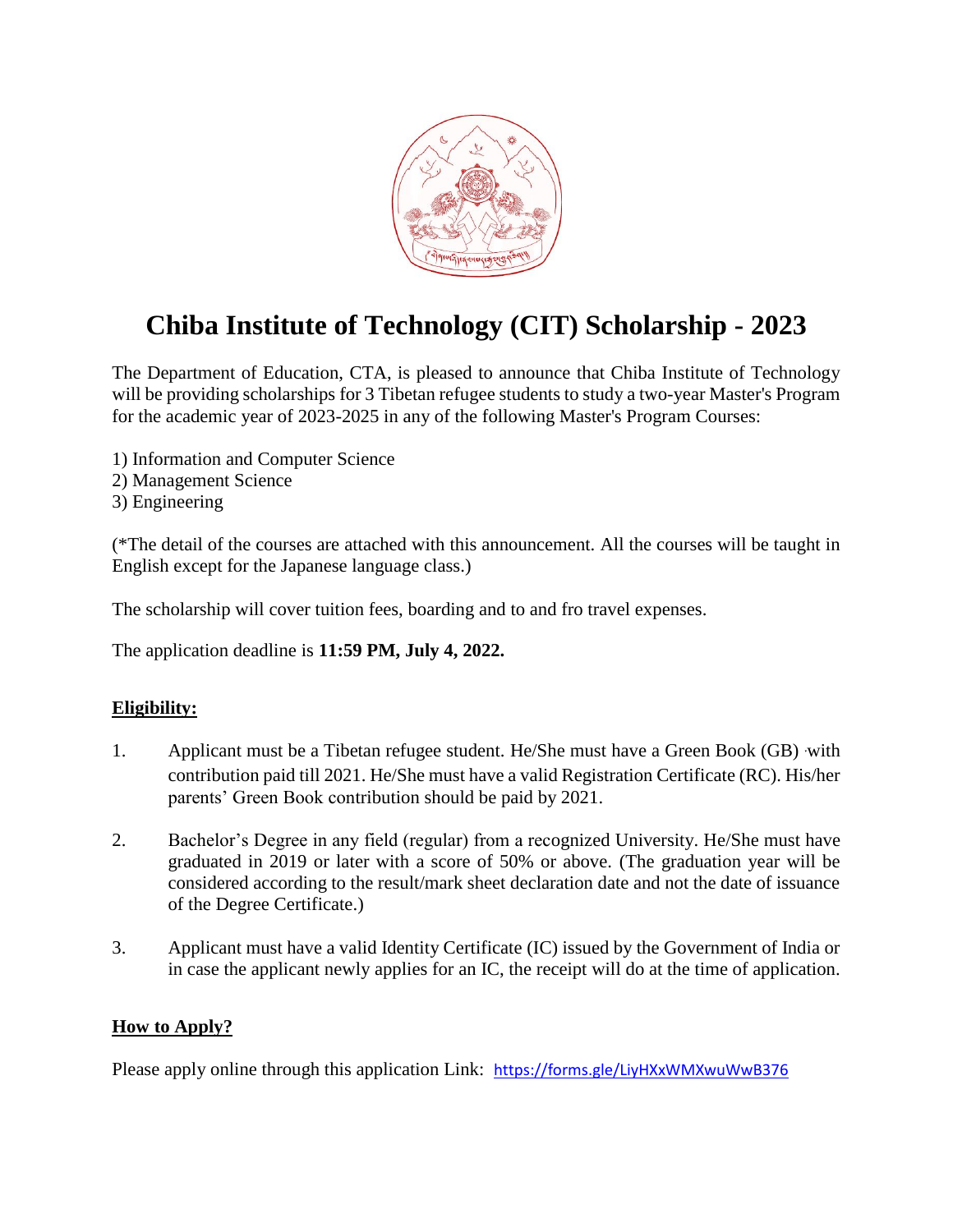# Chiba Institute of Technology (CIT) Scholarship - 2023

The Department of Education, CTA, is pleased to announce that Chiba Institute of Technology will be providing scholarships for 3 Tibetan refugee students to study a two-year Master's Program for the academic year of 2023-2025 in any of the following Master's Program Courses:

1) Information and Computer Science
2) Management Science
3) Engineering

(*The detail of the courses are attached with this announcement. All the courses will be taught in English except for the Japanese language class.)

The scholarship will cover tuition fees, boarding and to and fro travel expenses.

The application deadline is **11:59 PM, July 4, 2022.**

## Eligibility:

1. Applicant must be a Tibetan refugee student. He/She must have a Green Book (GB) with contribution paid till 2021. He/She must have a valid Registration Certificate (RC). His/her parents' Green Book contribution should be paid by 2021.

2. Bachelor's Degree in any field (regular) from a recognized University. He/She must have graduated in 2019 or later with a score of 50% or above. (The graduation year will be considered according to the result/mark sheet declaration date and not the date of issuance of the Degree Certificate.)

3. Applicant must have a valid Identity Certificate (IC) issued by the Government of India or in case the applicant newly applies for an IC, the receipt will do at the time of application.

## How to Apply?

Please apply online through this application Link: https://forms.gle/LiyHXxWMXwuWwB376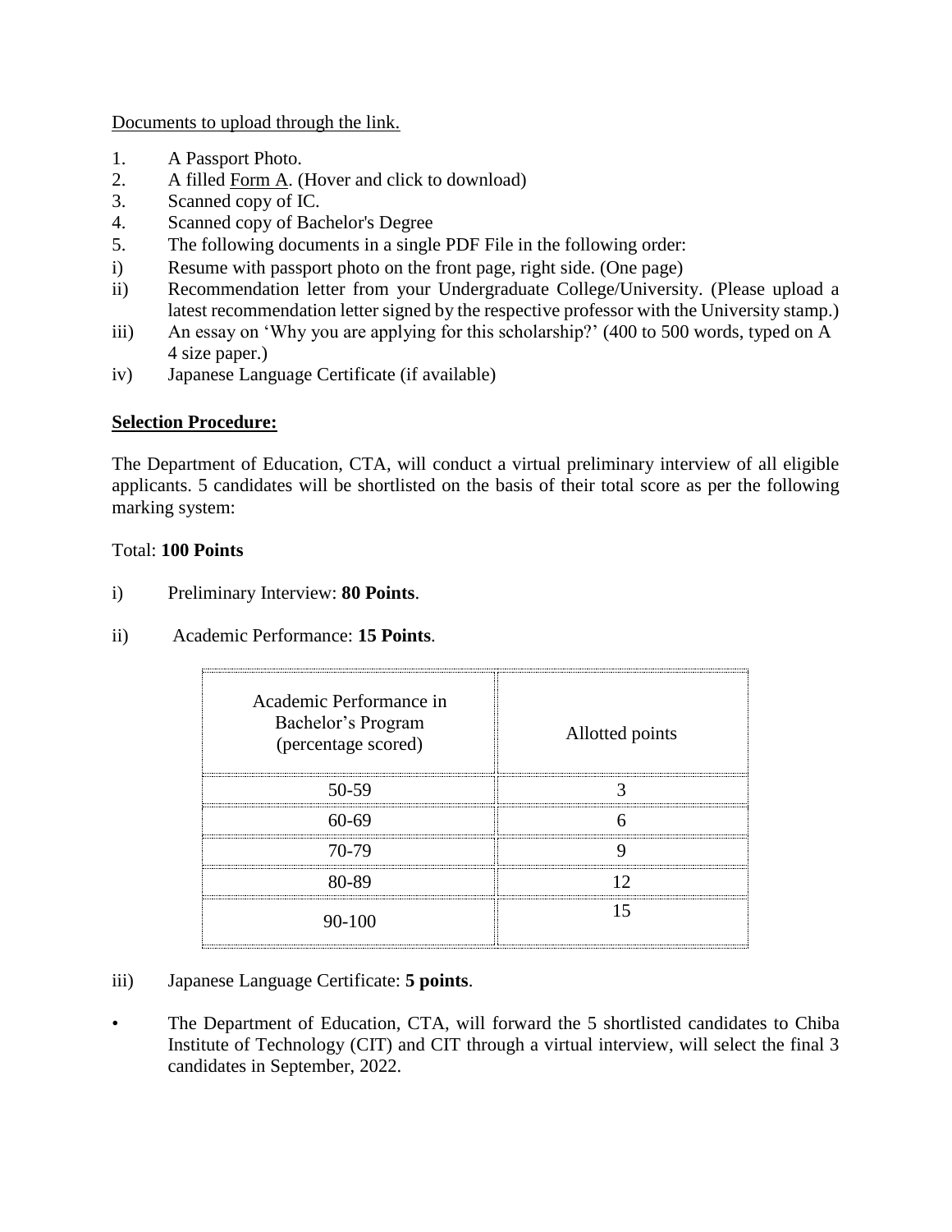Documents to upload through the link.

1. A Passport Photo.
2. A filled Form A. (Hover and click to download)
3. Scanned copy of IC.
4. Scanned copy of Bachelor's Degree
5. The following documents in a single PDF File in the following order:

i) Resume with passport photo on the front page, right side. (One page)

ii) Recommendation letter from your Undergraduate College/University. (Please upload a latest recommendation letter signed by the respective professor with the University stamp.)

iii) An essay on 'Why you are applying for this scholarship?' (400 to 500 words, typed on A 4 size paper.)

iv) Japanese Language Certificate (if available)

**Selection Procedure:**

The Department of Education, CTA, will conduct a virtual preliminary interview of all eligible applicants. 5 candidates will be shortlisted on the basis of their total score as per the following marking system:

Total: **100 Points**

i) Preliminary Interview: **80 Points**.

ii) Academic Performance: **15 Points**.

| Academic Performance in Bachelor's Program (percentage scored) | Allotted points |
|---|---|
| 50-59 | 3 |
| 60-69 | 6 |
| 70-79 | 9 |
| 80-89 | 12 |
| 90-100 | 15 |

iii) Japanese Language Certificate: **5 points**.

- The Department of Education, CTA, will forward the 5 shortlisted candidates to Chiba Institute of Technology (CIT) and CIT through a virtual interview, will select the final 3 candidates in September, 2022.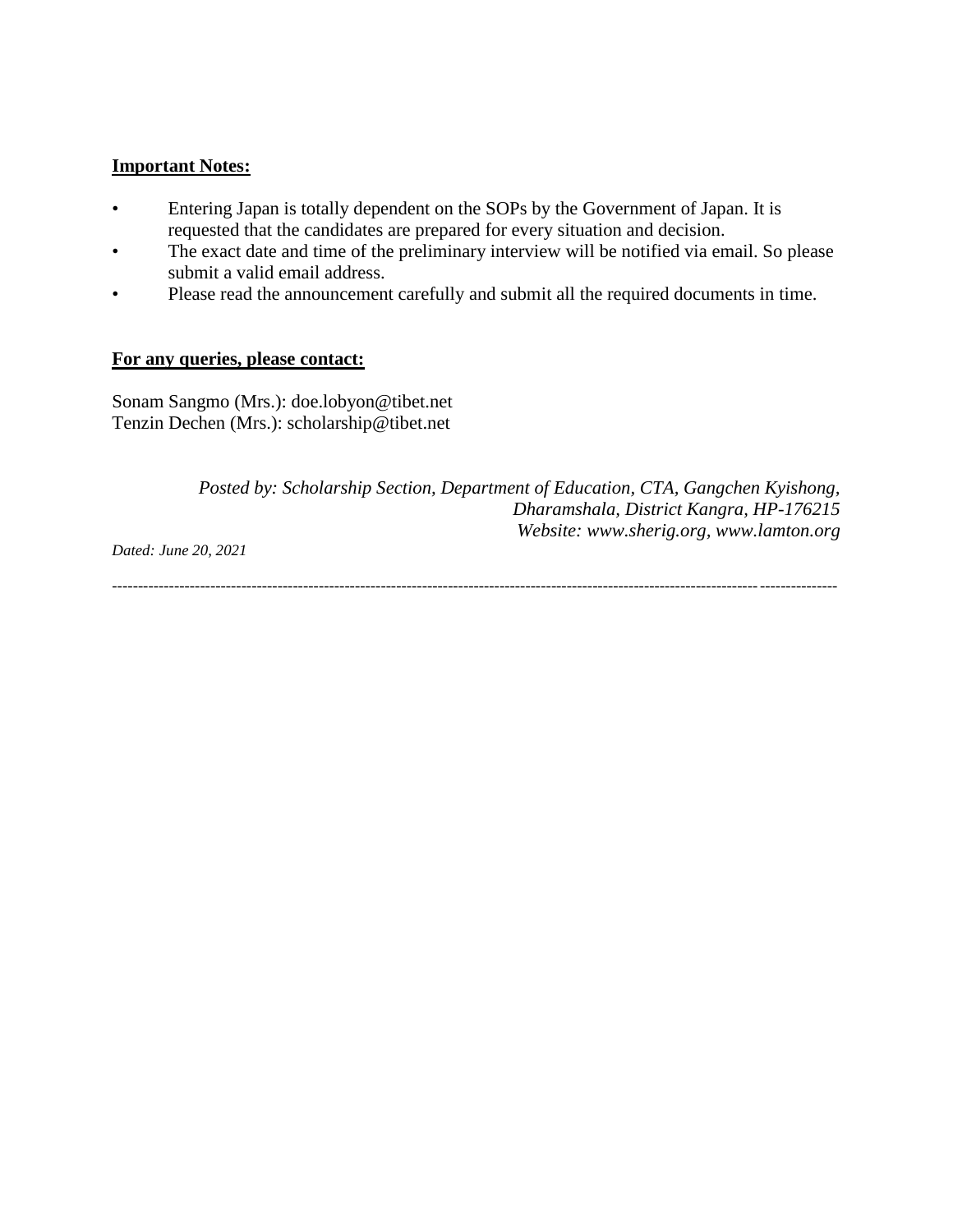**Important Notes:**

- Entering Japan is totally dependent on the SOPs by the Government of Japan. It is requested that the candidates are prepared for every situation and decision.
- The exact date and time of the preliminary interview will be notified via email. So please submit a valid email address.
- Please read the announcement carefully and submit all the required documents in time.

**For any queries, please contact:**

Sonam Sangmo (Mrs.): doe.lobyon@tibet.net
Tenzin Dechen (Mrs.): scholarship@tibet.net

*Posted by: Scholarship Section, Department of Education, CTA, Gangchen Kyishong, Dharamshala, District Kangra, HP-176215*
*Website: www.sherig.org, www.lamton.org*

*Dated: June 20, 2021*

---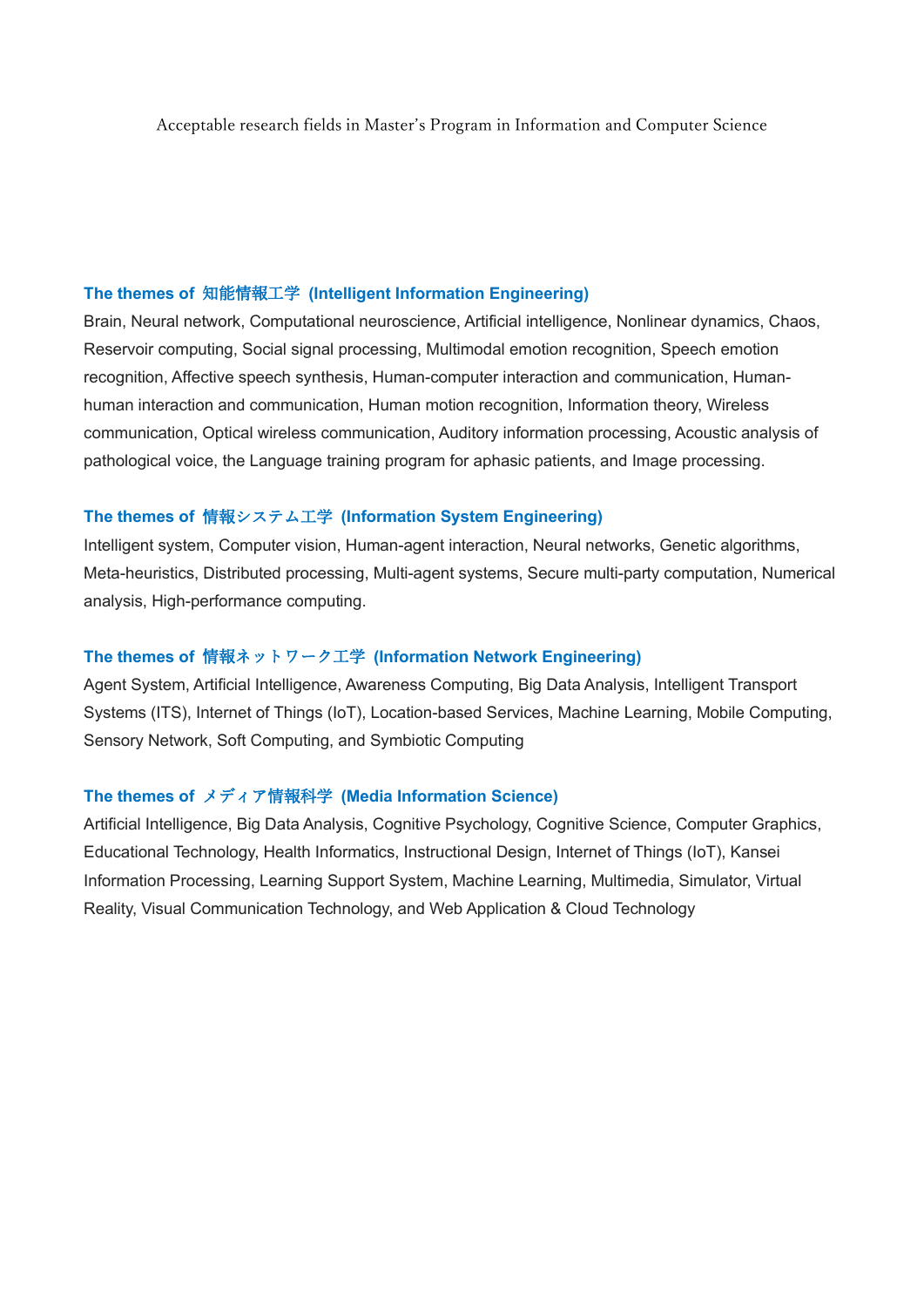# Acceptable research fields in Master's Program in Information and Computer Science

### The themes of 知能情報工学 (Intelligent Information Engineering)

Brain, Neural network, Computational neuroscience, Artificial intelligence, Nonlinear dynamics, Chaos, Reservoir computing, Social signal processing, Multimodal emotion recognition, Speech emotion recognition, Affective speech synthesis, Human-computer interaction and communication, Human-human interaction and communication, Human motion recognition, Information theory, Wireless communication, Optical wireless communication, Auditory information processing, Acoustic analysis of pathological voice, the Language training program for aphasic patients, and Image processing.

### The themes of 情報システム工学 (Information System Engineering)

Intelligent system, Computer vision, Human-agent interaction, Neural networks, Genetic algorithms, Meta-heuristics, Distributed processing, Multi-agent systems, Secure multi-party computation, Numerical analysis, High-performance computing.

### The themes of 情報ネットワーク工学 (Information Network Engineering)

Agent System, Artificial Intelligence, Awareness Computing, Big Data Analysis, Intelligent Transport Systems (ITS), Internet of Things (IoT), Location-based Services, Machine Learning, Mobile Computing, Sensory Network, Soft Computing, and Symbiotic Computing

### The themes of メディア情報科学 (Media Information Science)

Artificial Intelligence, Big Data Analysis, Cognitive Psychology, Cognitive Science, Computer Graphics, Educational Technology, Health Informatics, Instructional Design, Internet of Things (IoT), Kansei Information Processing, Learning Support System, Machine Learning, Multimedia, Simulator, Virtual Reality, Visual Communication Technology, and Web Application & Cloud Technology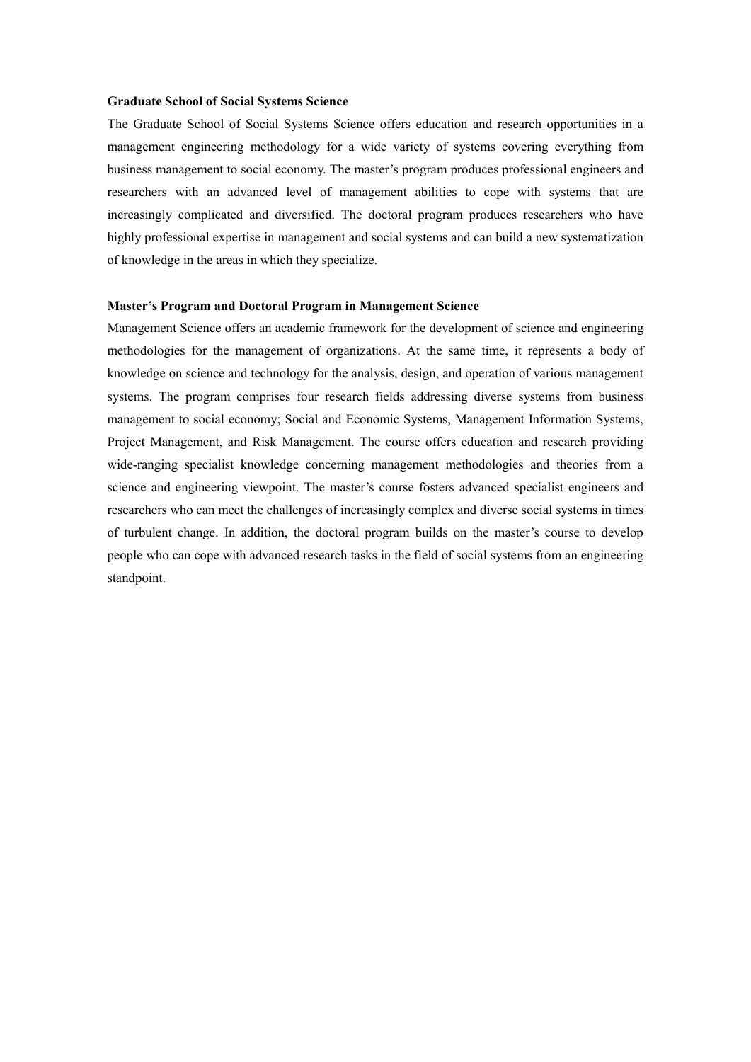**Graduate School of Social Systems Science**

The Graduate School of Social Systems Science offers education and research opportunities in a management engineering methodology for a wide variety of systems covering everything from business management to social economy. The master's program produces professional engineers and researchers with an advanced level of management abilities to cope with systems that are increasingly complicated and diversified. The doctoral program produces researchers who have highly professional expertise in management and social systems and can build a new systematization of knowledge in the areas in which they specialize.

**Master's Program and Doctoral Program in Management Science**

Management Science offers an academic framework for the development of science and engineering methodologies for the management of organizations. At the same time, it represents a body of knowledge on science and technology for the analysis, design, and operation of various management systems. The program comprises four research fields addressing diverse systems from business management to social economy; Social and Economic Systems, Management Information Systems, Project Management, and Risk Management. The course offers education and research providing wide-ranging specialist knowledge concerning management methodologies and theories from a science and engineering viewpoint. The master's course fosters advanced specialist engineers and researchers who can meet the challenges of increasingly complex and diverse social systems in times of turbulent change. In addition, the doctoral program builds on the master's course to develop people who can cope with advanced research tasks in the field of social systems from an engineering standpoint.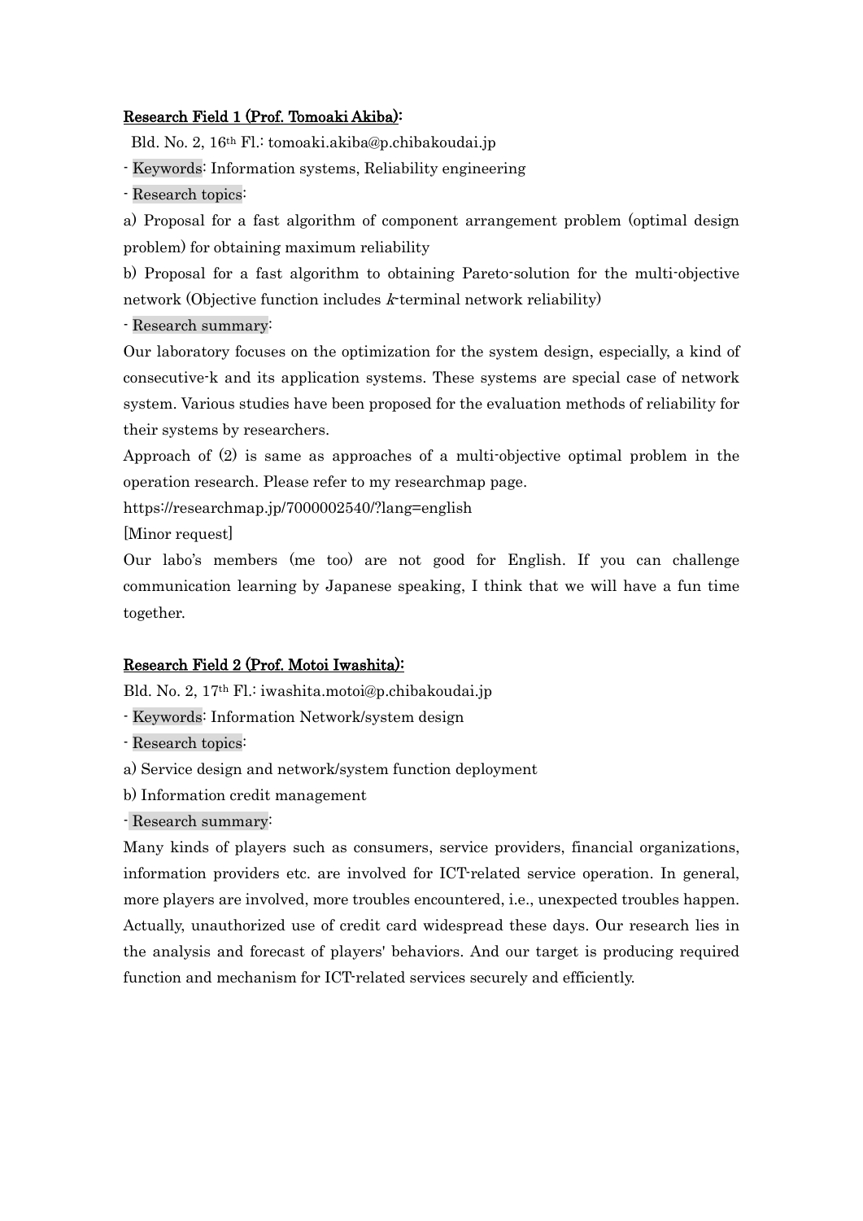**Research Field 1 (Prof. Tomoaki Akiba):**

Bld. No. 2, 16th Fl.: tomoaki.akiba@p.chibakoudai.jp

- Keywords: Information systems, Reliability engineering
- Research topics:

a) Proposal for a fast algorithm of component arrangement problem (optimal design problem) for obtaining maximum reliability

b) Proposal for a fast algorithm to obtaining Pareto-solution for the multi-objective network (Objective function includes $k$-terminal network reliability)

- Research summary:

Our laboratory focuses on the optimization for the system design, especially, a kind of consecutive-k and its application systems. These systems are special case of network system. Various studies have been proposed for the evaluation methods of reliability for their systems by researchers.

Approach of (2) is same as approaches of a multi-objective optimal problem in the operation research. Please refer to my researchmap page.

https://researchmap.jp/7000002540/?lang=english

[Minor request]

Our labo's members (me too) are not good for English. If you can challenge communication learning by Japanese speaking, I think that we will have a fun time together.

**Research Field 2 (Prof. Motoi Iwashita):**

Bld. No. 2, 17th Fl.: iwashita.motoi@p.chibakoudai.jp

- Keywords: Information Network/system design
- Research topics:

a) Service design and network/system function deployment

b) Information credit management

- Research summary:

Many kinds of players such as consumers, service providers, financial organizations, information providers etc. are involved for ICT-related service operation. In general, more players are involved, more troubles encountered, i.e., unexpected troubles happen. Actually, unauthorized use of credit card widespread these days. Our research lies in the analysis and forecast of players' behaviors. And our target is producing required function and mechanism for ICT-related services securely and efficiently.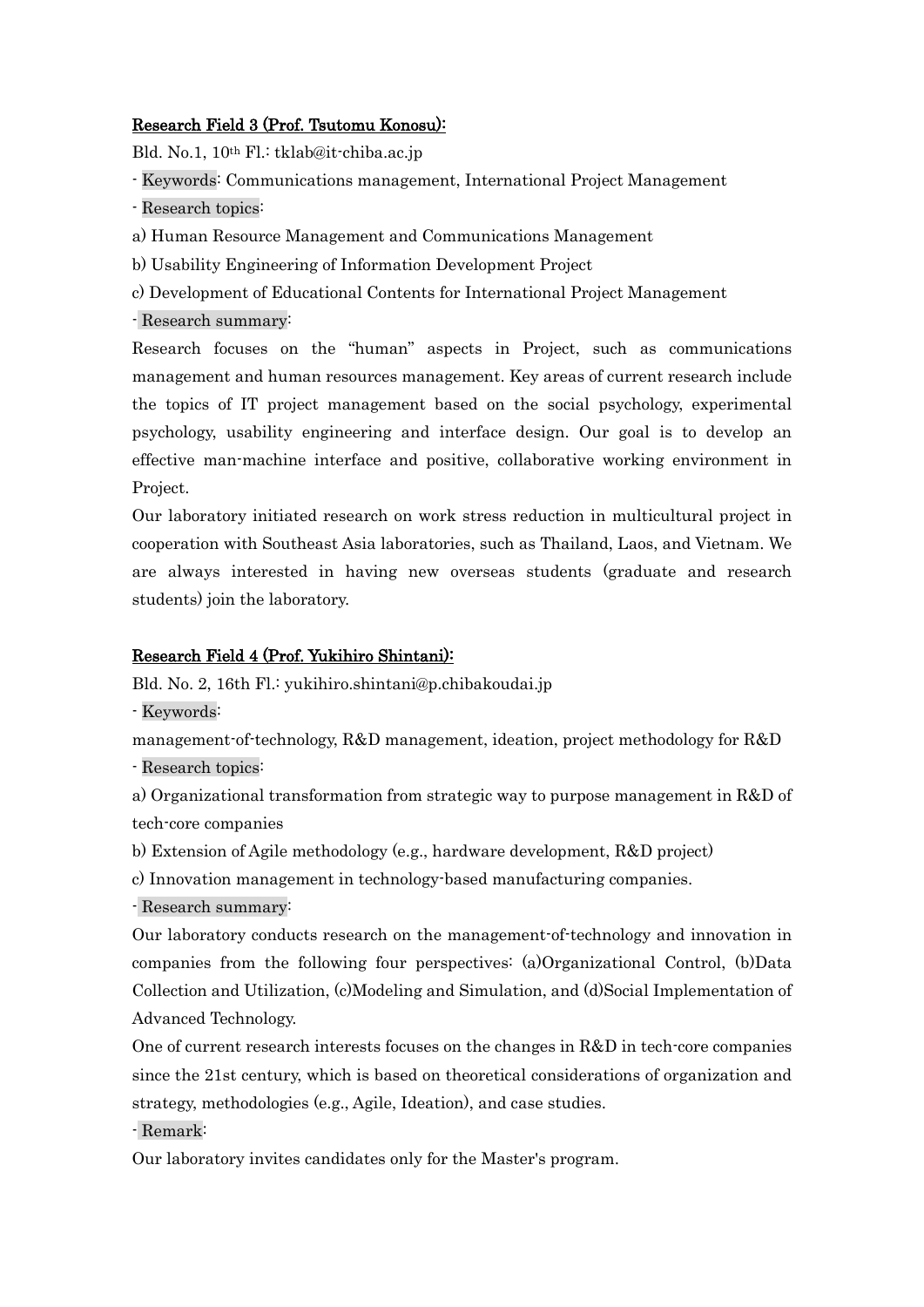**Research Field 3 (Prof. Tsutomu Konosu):**

Bld. No.1, 10th Fl.: tklab@it-chiba.ac.jp

- Keywords: Communications management, International Project Management
- Research topics:

a) Human Resource Management and Communications Management

b) Usability Engineering of Information Development Project

c) Development of Educational Contents for International Project Management

- Research summary:

Research focuses on the "human" aspects in Project, such as communications management and human resources management. Key areas of current research include the topics of IT project management based on the social psychology, experimental psychology, usability engineering and interface design. Our goal is to develop an effective man-machine interface and positive, collaborative working environment in Project.

Our laboratory initiated research on work stress reduction in multicultural project in cooperation with Southeast Asia laboratories, such as Thailand, Laos, and Vietnam. We are always interested in having new overseas students (graduate and research students) join the laboratory.

**Research Field 4 (Prof. Yukihiro Shintani):**

Bld. No. 2, 16th Fl.: yukihiro.shintani@p.chibakoudai.jp

- Keywords:

management-of-technology, R&D management, ideation, project methodology for R&D

- Research topics:

a) Organizational transformation from strategic way to purpose management in R&D of tech-core companies

b) Extension of Agile methodology (e.g., hardware development, R&D project)

c) Innovation management in technology-based manufacturing companies.

- Research summary:

Our laboratory conducts research on the management-of-technology and innovation in companies from the following four perspectives: (a)Organizational Control, (b)Data Collection and Utilization, (c)Modeling and Simulation, and (d)Social Implementation of Advanced Technology.

One of current research interests focuses on the changes in R&D in tech-core companies since the 21st century, which is based on theoretical considerations of organization and strategy, methodologies (e.g., Agile, Ideation), and case studies.

- Remark:

Our laboratory invites candidates only for the Master's program.